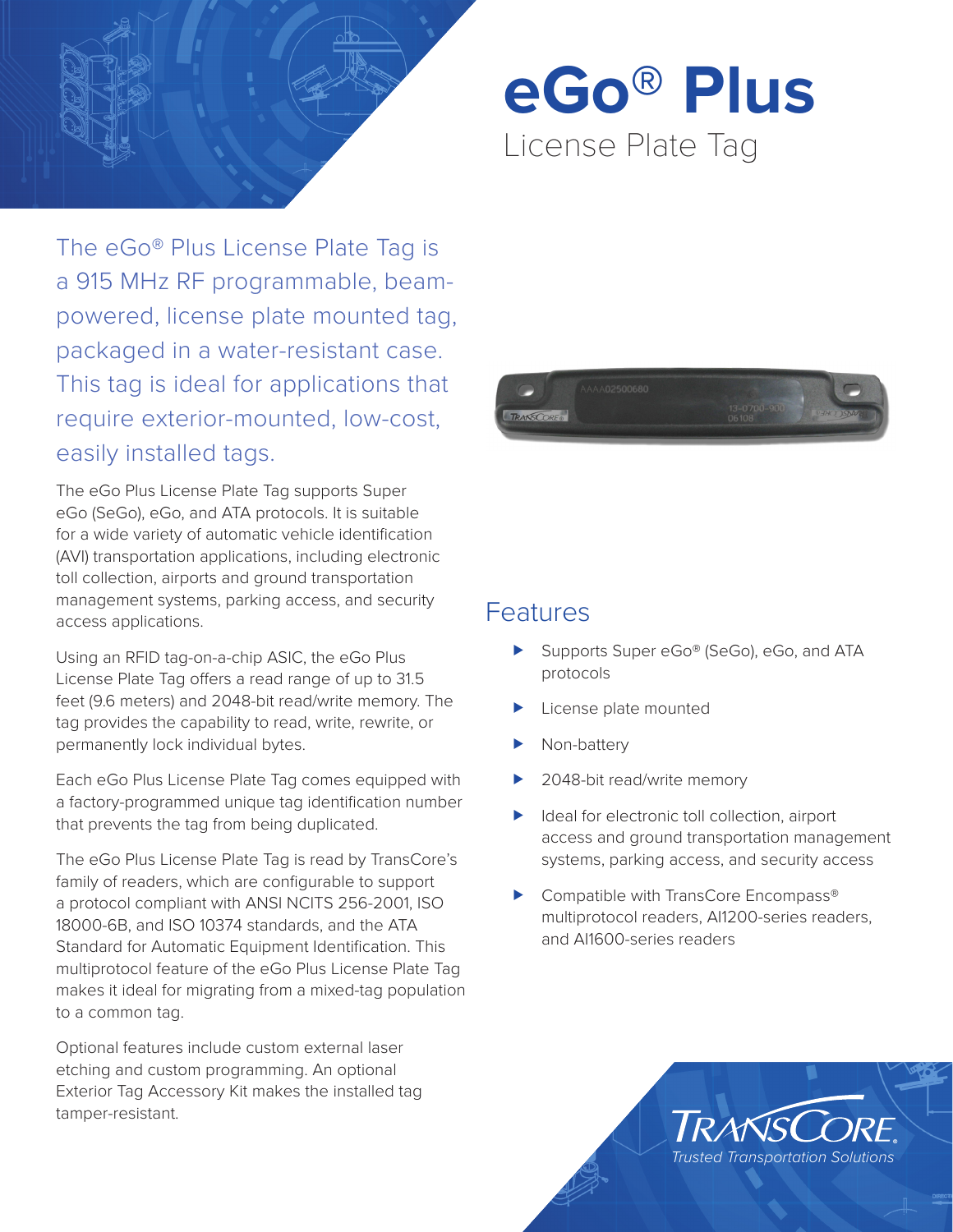# eGo® Plus

## License Plate Tag

The eGo® Plus License Plate Tag is a 915 MHz RF programmable, beam-powered, license plate mounted tag, packaged in a water-resistant case. This tag is ideal for applications that require exterior-mounted, low-cost, easily installed tags.

The eGo Plus License Plate Tag supports Super eGo (SeGo), eGo, and ATA protocols. It is suitable for a wide variety of automatic vehicle identification (AVI) transportation applications, including electronic toll collection, airports and ground transportation management systems, parking access, and security access applications.

Using an RFID tag-on-a-chip ASIC, the eGo Plus License Plate Tag offers a read range of up to 31.5 feet (9.6 meters) and 2048-bit read/write memory. The tag provides the capability to read, write, rewrite, or permanently lock individual bytes.

Each eGo Plus License Plate Tag comes equipped with a factory-programmed unique tag identification number that prevents the tag from being duplicated.

The eGo Plus License Plate Tag is read by TransCore's family of readers, which are configurable to support a protocol compliant with ANSI NCITS 256-2001, ISO 18000-6B, and ISO 10374 standards, and the ATA Standard for Automatic Equipment Identification. This multiprotocol feature of the eGo Plus License Plate Tag makes it ideal for migrating from a mixed-tag population to a common tag.

Optional features include custom external laser etching and custom programming. An optional Exterior Tag Accessory Kit makes the installed tag tamper-resistant.

## Features

- Supports Super eGo® (SeGo), eGo, and ATA protocols
- License plate mounted
- Non-battery
- 2048-bit read/write memory
- Ideal for electronic toll collection, airport access and ground transportation management systems, parking access, and security access
- Compatible with TransCore Encompass® multiprotocol readers, AI1200-series readers, and AI1600-series readers

TRANSCORE
*Trusted Transportation Solutions*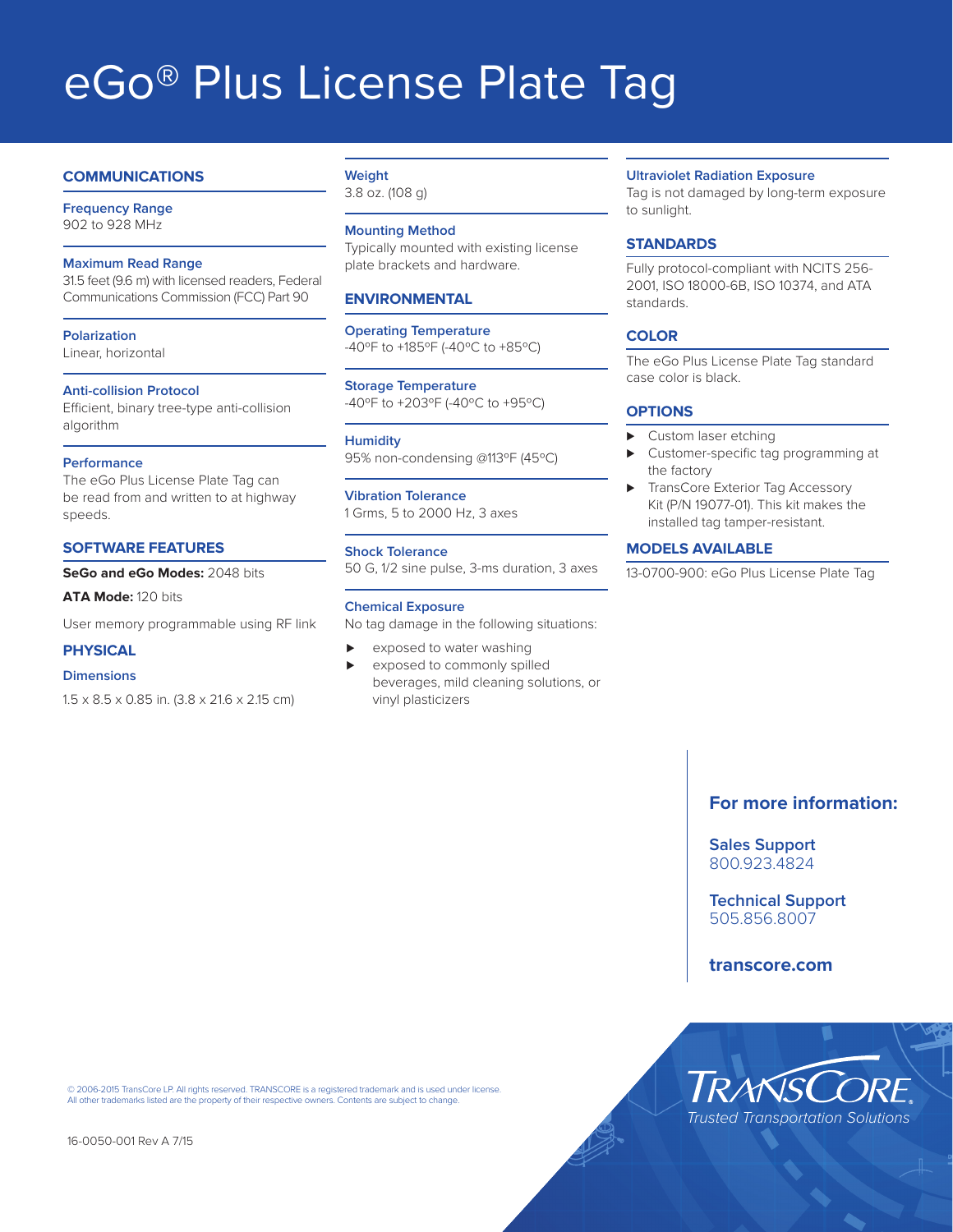# eGo® Plus License Plate Tag

## COMMUNICATIONS

### Frequency Range
902 to 928 MHz

### Maximum Read Range
31.5 feet (9.6 m) with licensed readers, Federal Communications Commission (FCC) Part 90

### Polarization
Linear, horizontal

### Anti-collision Protocol
Efficient, binary tree-type anti-collision algorithm

### Performance
The eGo Plus License Plate Tag can be read from and written to at highway speeds.

## SOFTWARE FEATURES

**SeGo and eGo Modes:** 2048 bits

**ATA Mode:** 120 bits

User memory programmable using RF link

## PHYSICAL

### Dimensions
1.5 x 8.5 x 0.85 in. (3.8 x 21.6 x 2.15 cm)

### Weight
3.8 oz. (108 g)

### Mounting Method
Typically mounted with existing license plate brackets and hardware.

## ENVIRONMENTAL

### Operating Temperature
-40ºF to +185ºF (-40ºC to +85ºC)

### Storage Temperature
-40ºF to +203ºF (-40ºC to +95ºC)

### Humidity
95% non-condensing @113ºF (45ºC)

### Vibration Tolerance
1 Grms, 5 to 2000 Hz, 3 axes

### Shock Tolerance
50 G, 1/2 sine pulse, 3-ms duration, 3 axes

### Chemical Exposure
No tag damage in the following situations:

- exposed to water washing
- exposed to commonly spilled beverages, mild cleaning solutions, or vinyl plasticizers

### Ultraviolet Radiation Exposure
Tag is not damaged by long-term exposure to sunlight.

## STANDARDS

Fully protocol-compliant with NCITS 256-2001, ISO 18000-6B, ISO 10374, and ATA standards.

## COLOR

The eGo Plus License Plate Tag standard case color is black.

## OPTIONS

- Custom laser etching
- Customer-specific tag programming at the factory
- TransCore Exterior Tag Accessory Kit (P/N 19077-01). This kit makes the installed tag tamper-resistant.

## MODELS AVAILABLE

13-0700-900: eGo Plus License Plate Tag

**For more information:**

**Sales Support**
800.923.4824

**Technical Support**
505.856.8007

**transcore.com**

TRANSCORE
Trusted Transportation Solutions

© 2006-2015 TransCore LP. All rights reserved. TRANSCORE is a registered trademark and is used under license. All other trademarks listed are the property of their respective owners. Contents are subject to change.

16-0050-001 Rev A 7/15